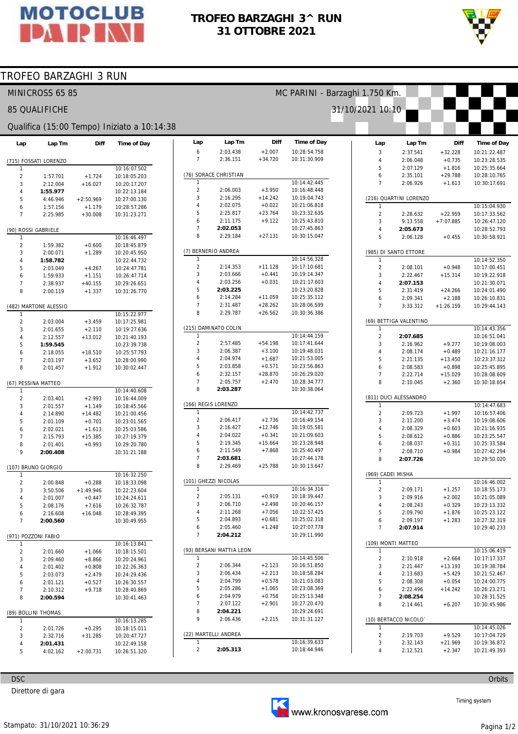# TROFEO BARZAGHI 3^ RUN
# 31 OTTOBRE 2021

## TROFEO BARZAGHI 3 RUN

MINICROSS 65 85 — MC PARINI - Barzaghi 1.750 Km.

85 QUALIFICHE — 31/10/2021 10:10

Qualifica (15:00 Tempo) Iniziato a 10:14:38

### (715) FOSSATI LORENZO

| Lap | Lap Tm | Diff | Time of Day |
|---|---|---|---|
| 1 | | | 10:16:07.502 |
| 2 | 1:57.701 | +1.724 | 10:18:05.203 |
| 3 | 2:12.004 | +16.027 | 10:20:17.207 |
| 4 | **1:55.977** | | 10:22:13.184 |
| 5 | 4:46.946 | +2:50.969 | 10:27:00.130 |
| 6 | 1:57.156 | +1.179 | 10:28:57.286 |
| 7 | 2:25.985 | +30.008 | 10:31:23.271 |

### (90) ROSSI GABRIELE

| Lap | Lap Tm | Diff | Time of Day |
|---|---|---|---|
| 1 | | | 10:16:46.497 |
| 2 | 1:59.382 | +0.600 | 10:18:45.879 |
| 3 | 2:00.071 | +1.289 | 10:20:45.950 |
| 4 | **1:58.782** | | 10:22:44.732 |
| 5 | 2:03.049 | +4.267 | 10:24:47.781 |
| 6 | 1:59.933 | +1.151 | 10:26:47.714 |
| 7 | 2:38.937 | +40.155 | 10:29:26.651 |
| 8 | 2:00.119 | +1.337 | 10:31:26.770 |

### (482) MARTONE ALESSIO

| Lap | Lap Tm | Diff | Time of Day |
|---|---|---|---|
| 1 | | | 10:15:22.977 |
| 2 | 2:03.004 | +3.459 | 10:17:25.981 |
| 3 | 2:01.655 | +2.110 | 10:19:27.636 |
| 4 | 2:12.557 | +13.012 | 10:21:40.193 |
| 5 | **1:59.545** | | 10:23:39.738 |
| 6 | 2:18.055 | +18.510 | 10:25:57.793 |
| 7 | 2:03.197 | +3.652 | 10:28:00.990 |
| 8 | 2:01.457 | +1.912 | 10:30:02.447 |

### (67) PESSINA MATTEO

| Lap | Lap Tm | Diff | Time of Day |
|---|---|---|---|
| 1 | | | 10:14:40.608 |
| 2 | 2:03.401 | +2.993 | 10:16:44.009 |
| 3 | 2:01.557 | +1.149 | 10:18:45.566 |
| 4 | 2:14.890 | +14.482 | 10:21:00.456 |
| 5 | 2:01.109 | +0.701 | 10:23:01.565 |
| 6 | 2:02.021 | +1.613 | 10:25:03.586 |
| 7 | 2:15.793 | +15.385 | 10:27:19.379 |
| 8 | 2:01.401 | +0.993 | 10:29:20.780 |
| 9 | **2:00.408** | | 10:31:21.188 |

### (107) BRUNO GIORGIO

| Lap | Lap Tm | Diff | Time of Day |
|---|---|---|---|
| 1 | | | 10:16:32.250 |
| 2 | 2:00.848 | +0.288 | 10:18:33.098 |
| 3 | 3:50.506 | +1:49.946 | 10:22:23.604 |
| 4 | 2:01.007 | +0.447 | 10:24:24.611 |
| 5 | 2:08.176 | +7.616 | 10:26:32.787 |
| 6 | 2:16.608 | +16.048 | 10:28:49.395 |
| 7 | **2:00.560** | | 10:30:49.955 |

### (971) POZZONI FABIO

| Lap | Lap Tm | Diff | Time of Day |
|---|---|---|---|
| 1 | | | 10:16:13.841 |
| 2 | 2:01.660 | +1.066 | 10:18:15.501 |
| 3 | 2:09.460 | +8.866 | 10:20:24.961 |
| 4 | 2:01.402 | +0.808 | 10:22:26.363 |
| 5 | 2:03.073 | +2.479 | 10:24:29.436 |
| 6 | 2:01.121 | +0.527 | 10:26:30.557 |
| 7 | 2:10.312 | +9.718 | 10:28:40.869 |
| 8 | **2:00.594** | | 10:30:41.463 |

### (89) BOLLINI THOMAS

| Lap | Lap Tm | Diff | Time of Day |
|---|---|---|---|
| 1 | | | 10:16:13.285 |
| 2 | 2:01.726 | +0.295 | 10:18:15.011 |
| 3 | 2:32.716 | +31.285 | 10:20:47.727 |
| 4 | **2:01.431** | | 10:22:49.158 |
| 5 | 4:02.162 | +2:00.731 | 10:26:51.320 |
| 6 | 2:03.438 | +2.007 | 10:28:54.758 |
| 7 | 2:36.151 | +34.720 | 10:31:30.909 |

### (76) SORACE CHRISTIAN

| Lap | Lap Tm | Diff | Time of Day |
|---|---|---|---|
| 1 | | | 10:14:42.445 |
| 2 | 2:06.003 | +3.950 | 10:16:48.448 |
| 3 | 2:16.295 | +14.242 | 10:19:04.743 |
| 4 | 2:02.075 | +0.022 | 10:21:06.818 |
| 5 | 2:25.817 | +23.764 | 10:23:32.635 |
| 6 | 2:11.175 | +9.122 | 10:25:43.810 |
| 7 | **2:02.053** | | 10:27:45.863 |
| 8 | 2:29.184 | +27.131 | 10:30:15.047 |

### (7) BERNERIO ANDREA

| Lap | Lap Tm | Diff | Time of Day |
|---|---|---|---|
| 1 | | | 10:14:56.328 |
| 2 | 2:14.353 | +11.128 | 10:17:10.681 |
| 3 | 2:03.666 | +0.441 | 10:19:14.347 |
| 4 | 2:03.256 | +0.031 | 10:21:17.603 |
| 5 | **2:03.225** | | 10:23:20.828 |
| 6 | 2:14.284 | +11.059 | 10:25:35.112 |
| 7 | 2:31.487 | +28.262 | 10:28:06.599 |
| 8 | 2:29.787 | +26.562 | 10:30:36.386 |

### (215) DAMINATO COLIN

| Lap | Lap Tm | Diff | Time of Day |
|---|---|---|---|
| 1 | | | 10:14:44.159 |
| 2 | 2:57.485 | +54.198 | 10:17:41.644 |
| 3 | 2:06.387 | +3.100 | 10:19:48.031 |
| 4 | 2:04.974 | +1.687 | 10:21:53.005 |
| 5 | 2:03.858 | +0.571 | 10:23:56.863 |
| 6 | 2:32.157 | +28.870 | 10:26:29.020 |
| 7 | 2:05.757 | +2.470 | 10:28:34.777 |
| 8 | **2:03.287** | | 10:30:38.064 |

### (166) REGIS LORENZO

| Lap | Lap Tm | Diff | Time of Day |
|---|---|---|---|
| 1 | | | 10:14:42.737 |
| 2 | 2:06.417 | +2.736 | 10:16:49.154 |
| 3 | 2:16.427 | +12.746 | 10:19:05.581 |
| 4 | 2:04.022 | +0.341 | 10:21:09.603 |
| 5 | 2:19.345 | +15.664 | 10:23:28.948 |
| 6 | 2:11.549 | +7.868 | 10:25:40.497 |
| 7 | **2:03.681** | | 10:27:44.178 |
| 8 | 2:29.469 | +25.788 | 10:30:13.647 |

### (101) GHEZZI NICOLAS

| Lap | Lap Tm | Diff | Time of Day |
|---|---|---|---|
| 1 | | | 10:16:34.316 |
| 2 | 2:05.131 | +0.919 | 10:18:39.447 |
| 3 | 2:06.710 | +2.498 | 10:20:46.157 |
| 4 | 2:11.268 | +7.056 | 10:22:57.425 |
| 5 | 2:04.893 | +0.681 | 10:25:02.318 |
| 6 | 2:05.460 | +1.248 | 10:27:07.778 |
| 7 | **2:04.212** | | 10:29:11.990 |

### (93) BERSANI MATTIA LEON

| Lap | Lap Tm | Diff | Time of Day |
|---|---|---|---|
| 1 | | | 10:14:45.506 |
| 2 | 2:06.344 | +2.123 | 10:16:51.850 |
| 3 | 2:06.434 | +2.213 | 10:18:58.284 |
| 4 | 2:04.799 | +0.578 | 10:21:03.083 |
| 5 | 2:05.286 | +1.065 | 10:23:08.369 |
| 6 | 2:04.979 | +0.758 | 10:25:13.348 |
| 7 | 2:07.122 | +2.901 | 10:27:20.470 |
| 8 | **2:04.221** | | 10:29:24.691 |
| 9 | 2:06.436 | +2.215 | 10:31:31.127 |

### (22) MARTELLI ANDREA

| Lap | Lap Tm | Diff | Time of Day |
|---|---|---|---|
| 1 | | | 10:16:39.633 |
| 2 | **2:05.313** | | 10:18:44.946 |
| 3 | 2:37.541 | +32.228 | 10:21:22.487 |
| 4 | 2:06.048 | +0.735 | 10:23:28.535 |
| 5 | 2:07.129 | +1.816 | 10:25:35.664 |
| 6 | 2:35.101 | +29.788 | 10:28:10.765 |
| 7 | 2:06.926 | +1.613 | 10:30:17.691 |

### (216) QUARTINI LORENZO

| Lap | Lap Tm | Diff | Time of Day |
|---|---|---|---|
| 1 | | | 10:15:04.930 |
| 2 | 2:28.632 | +22.959 | 10:17:33.562 |
| 3 | 9:13.558 | +7:07.885 | 10:26:47.120 |
| 4 | **2:05.673** | | 10:28:52.793 |
| 5 | 2:06.128 | +0.455 | 10:30:58.921 |

### (985) DI SANTO ETTORE

| Lap | Lap Tm | Diff | Time of Day |
|---|---|---|---|
| 1 | | | 10:14:52.350 |
| 2 | 2:08.101 | +0.948 | 10:17:00.451 |
| 3 | 2:22.467 | +15.314 | 10:19:22.918 |
| 4 | **2:07.153** | | 10:21:30.071 |
| 5 | 2:31.419 | +24.266 | 10:24:01.490 |
| 6 | 2:09.341 | +2.188 | 10:26:10.831 |
| 7 | 3:33.312 | +1:26.159 | 10:29:44.143 |

### (69) BETTIGA VALENTINO

| Lap | Lap Tm | Diff | Time of Day |
|---|---|---|---|
| 1 | | | 10:14:43.356 |
| 2 | **2:07.685** | | 10:16:51.041 |
| 3 | 2:16.962 | +9.277 | 10:19:08.003 |
| 4 | 2:08.174 | +0.489 | 10:21:16.177 |
| 5 | 2:21.135 | +13.450 | 10:23:37.312 |
| 6 | 2:08.583 | +0.898 | 10:25:45.895 |
| 7 | 2:22.714 | +15.029 | 10:28:08.609 |
| 8 | 2:10.045 | +2.360 | 10:30:18.654 |

### (811) DUCI ALESSANDRO

| Lap | Lap Tm | Diff | Time of Day |
|---|---|---|---|
| 1 | | | 10:14:47.683 |
| 2 | 2:09.723 | +1.997 | 10:16:57.406 |
| 3 | 2:11.200 | +3.474 | 10:19:08.606 |
| 4 | 2:08.329 | +0.603 | 10:21:16.935 |
| 5 | 2:08.612 | +0.886 | 10:23:25.547 |
| 6 | 2:08.037 | +0.311 | 10:25:33.584 |
| 7 | 2:08.710 | +0.984 | 10:27:42.294 |
| 8 | **2:07.726** | | 10:29:50.020 |

### (969) CADEI MISHA

| Lap | Lap Tm | Diff | Time of Day |
|---|---|---|---|
| 1 | | | 10:16:46.002 |
| 2 | 2:09.171 | +1.257 | 10:18:55.173 |
| 3 | 2:09.916 | +2.002 | 10:21:05.089 |
| 4 | 2:08.243 | +0.329 | 10:23:13.332 |
| 5 | 2:09.790 | +1.876 | 10:25:23.122 |
| 6 | 2:09.197 | +1.283 | 10:27:32.319 |
| 7 | **2:07.914** | | 10:29:40.233 |

### (109) MONTI MATTEO

| Lap | Lap Tm | Diff | Time of Day |
|---|---|---|---|
| 1 | | | 10:15:06.419 |
| 2 | 2:10.918 | +2.664 | 10:17:17.337 |
| 3 | 2:21.447 | +13.193 | 10:19:38.784 |
| 4 | 2:13.683 | +5.429 | 10:21:52.467 |
| 5 | 2:08.308 | +0.054 | 10:24:00.775 |
| 6 | 2:22.496 | +14.242 | 10:26:23.271 |
| 7 | **2:08.254** | | 10:28:31.525 |
| 8 | 2:14.461 | +6.207 | 10:30:45.986 |

### (10) BERTACCO NICOLO`

| Lap | Lap Tm | Diff | Time of Day |
|---|---|---|---|
| 1 | | | 10:14:45.026 |
| 2 | 2:19.703 | +9.529 | 10:17:04.729 |
| 3 | 2:32.143 | +21.969 | 10:19:36.872 |
| 4 | 2:12.521 | +2.347 | 10:21:49.393 |

DSC — Orbits

Direttore di gara

www.kronosvarese.com — Timing system

Stampato: 31/10/2021 10:36:29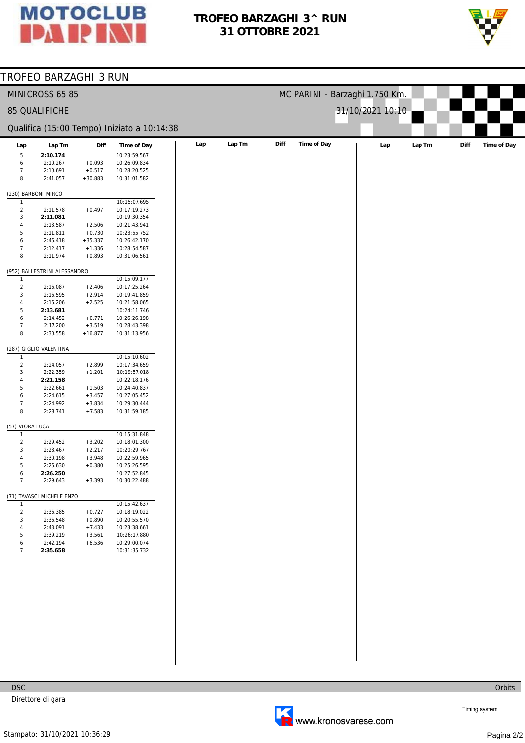# TROFEO BARZAGHI 3^ RUN
## 31 OTTOBRE 2021

## TROFEO BARZAGHI 3 RUN

MINICROSS 65 85 — MC PARINI - Barzaghi 1.750 Km.

85 QUALIFICHE — 31/10/2021 10:10

Qualifica (15:00 Tempo) Iniziato a 10:14:38

| Lap | Lap Tm | Diff | Time of Day |
|---|---|---|---|
| 5 | **2:10.174** | | 10:23:59.567 |
| 6 | 2:10.267 | +0.093 | 10:26:09.834 |
| 7 | 2:10.691 | +0.517 | 10:28:20.525 |
| 8 | 2:41.057 | +30.883 | 10:31:01.582 |

(230) BARBONI MIRCO

| Lap | Lap Tm | Diff | Time of Day |
|---|---|---|---|
| 1 | | | 10:15:07.695 |
| 2 | 2:11.578 | +0.497 | 10:17:19.273 |
| 3 | **2:11.081** | | 10:19:30.354 |
| 4 | 2:13.587 | +2.506 | 10:21:43.941 |
| 5 | 2:11.811 | +0.730 | 10:23:55.752 |
| 6 | 2:46.418 | +35.337 | 10:26:42.170 |
| 7 | 2:12.417 | +1.336 | 10:28:54.587 |
| 8 | 2:11.974 | +0.893 | 10:31:06.561 |

(952) BALLESTRINI ALESSANDRO

| Lap | Lap Tm | Diff | Time of Day |
|---|---|---|---|
| 1 | | | 10:15:09.177 |
| 2 | 2:16.087 | +2.406 | 10:17:25.264 |
| 3 | 2:16.595 | +2.914 | 10:19:41.859 |
| 4 | 2:16.206 | +2.525 | 10:21:58.065 |
| 5 | **2:13.681** | | 10:24:11.746 |
| 6 | 2:14.452 | +0.771 | 10:26:26.198 |
| 7 | 2:17.200 | +3.519 | 10:28:43.398 |
| 8 | 2:30.558 | +16.877 | 10:31:13.956 |

(287) GIGLIO VALENTINA

| Lap | Lap Tm | Diff | Time of Day |
|---|---|---|---|
| 1 | | | 10:15:10.602 |
| 2 | 2:24.057 | +2.899 | 10:17:34.659 |
| 3 | 2:22.359 | +1.201 | 10:19:57.018 |
| 4 | **2:21.158** | | 10:22:18.176 |
| 5 | 2:22.661 | +1.503 | 10:24:40.837 |
| 6 | 2:24.615 | +3.457 | 10:27:05.452 |
| 7 | 2:24.992 | +3.834 | 10:29:30.444 |
| 8 | 2:28.741 | +7.583 | 10:31:59.185 |

(57) VIORA LUCA

| Lap | Lap Tm | Diff | Time of Day |
|---|---|---|---|
| 1 | | | 10:15:31.848 |
| 2 | 2:29.452 | +3.202 | 10:18:01.300 |
| 3 | 2:28.467 | +2.217 | 10:20:29.767 |
| 4 | 2:30.198 | +3.948 | 10:22:59.965 |
| 5 | 2:26.630 | +0.380 | 10:25:26.595 |
| 6 | **2:26.250** | | 10:27:52.845 |
| 7 | 2:29.643 | +3.393 | 10:30:22.488 |

(71) TAVASCI MICHELE ENZO

| Lap | Lap Tm | Diff | Time of Day |
|---|---|---|---|
| 1 | | | 10:15:42.637 |
| 2 | 2:36.385 | +0.727 | 10:18:19.022 |
| 3 | 2:36.548 | +0.890 | 10:20:55.570 |
| 4 | 2:43.091 | +7.433 | 10:23:38.661 |
| 5 | 2:39.219 | +3.561 | 10:26:17.880 |
| 6 | 2:42.194 | +6.536 | 10:29:00.074 |
| 7 | **2:35.658** | | 10:31:35.732 |

DSC — Orbits

Direttore di gara

Timing system

www.kronosvarese.com

Stampato: 31/10/2021 10:36:29